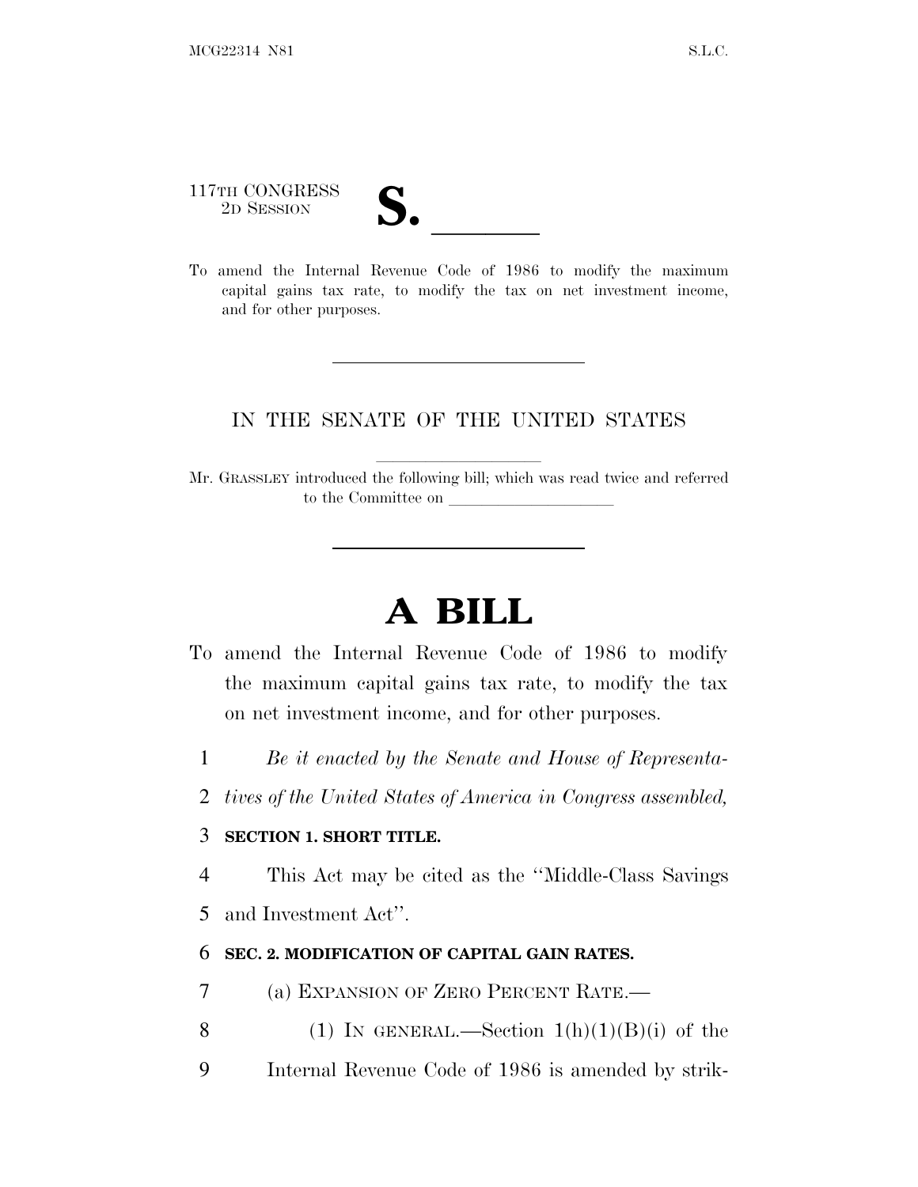117TH CONGRESS
2D SESSION

**S. \_\_\_\_\_\_**

To amend the Internal Revenue Code of 1986 to modify the maximum capital gains tax rate, to modify the tax on net investment income, and for other purposes.

---

IN THE SENATE OF THE UNITED STATES

Mr. GRASSLEY introduced the following bill; which was read twice and referred to the Committee on \_\_\_\_\_\_\_\_\_\_\_\_\_\_\_\_\_\_\_\_

---

# A BILL

To amend the Internal Revenue Code of 1986 to modify the maximum capital gains tax rate, to modify the tax on net investment income, and for other purposes.

1 *Be it enacted by the Senate and House of Representa-*
2 *tives of the United States of America in Congress assembled,*

3 **SECTION 1. SHORT TITLE.**

4 This Act may be cited as the ''Middle-Class Savings
5 and Investment Act''.

6 **SEC. 2. MODIFICATION OF CAPITAL GAIN RATES.**

7 (a) EXPANSION OF ZERO PERCENT RATE.—
8 (1) IN GENERAL.—Section 1(h)(1)(B)(i) of the
9 Internal Revenue Code of 1986 is amended by strik-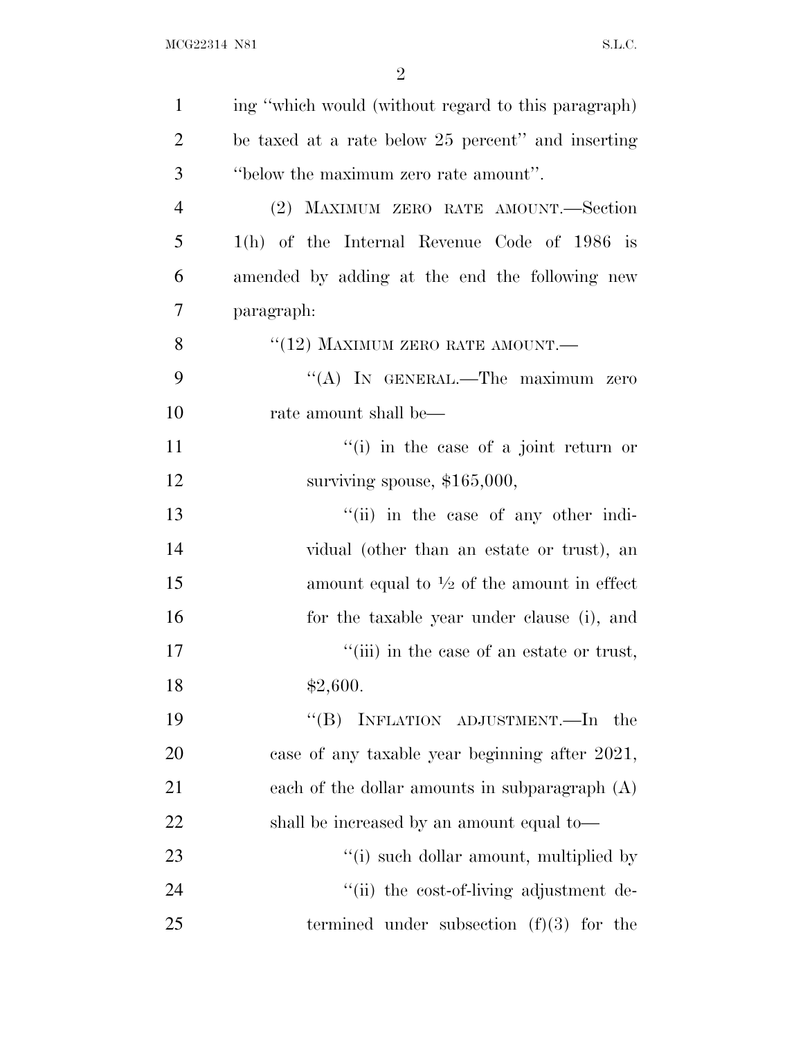ing "which would (without regard to this paragraph) be taxed at a rate below 25 percent" and inserting "below the maximum zero rate amount".

(2) MAXIMUM ZERO RATE AMOUNT.—Section 1(h) of the Internal Revenue Code of 1986 is amended by adding at the end the following new paragraph:

"(12) MAXIMUM ZERO RATE AMOUNT.—

"(A) IN GENERAL.—The maximum zero rate amount shall be—

"(i) in the case of a joint return or surviving spouse, $165,000,

"(ii) in the case of any other individual (other than an estate or trust), an amount equal to ½ of the amount in effect for the taxable year under clause (i), and

"(iii) in the case of an estate or trust, $2,600.

"(B) INFLATION ADJUSTMENT.—In the case of any taxable year beginning after 2021, each of the dollar amounts in subparagraph (A) shall be increased by an amount equal to—

"(i) such dollar amount, multiplied by

"(ii) the cost-of-living adjustment determined under subsection (f)(3) for the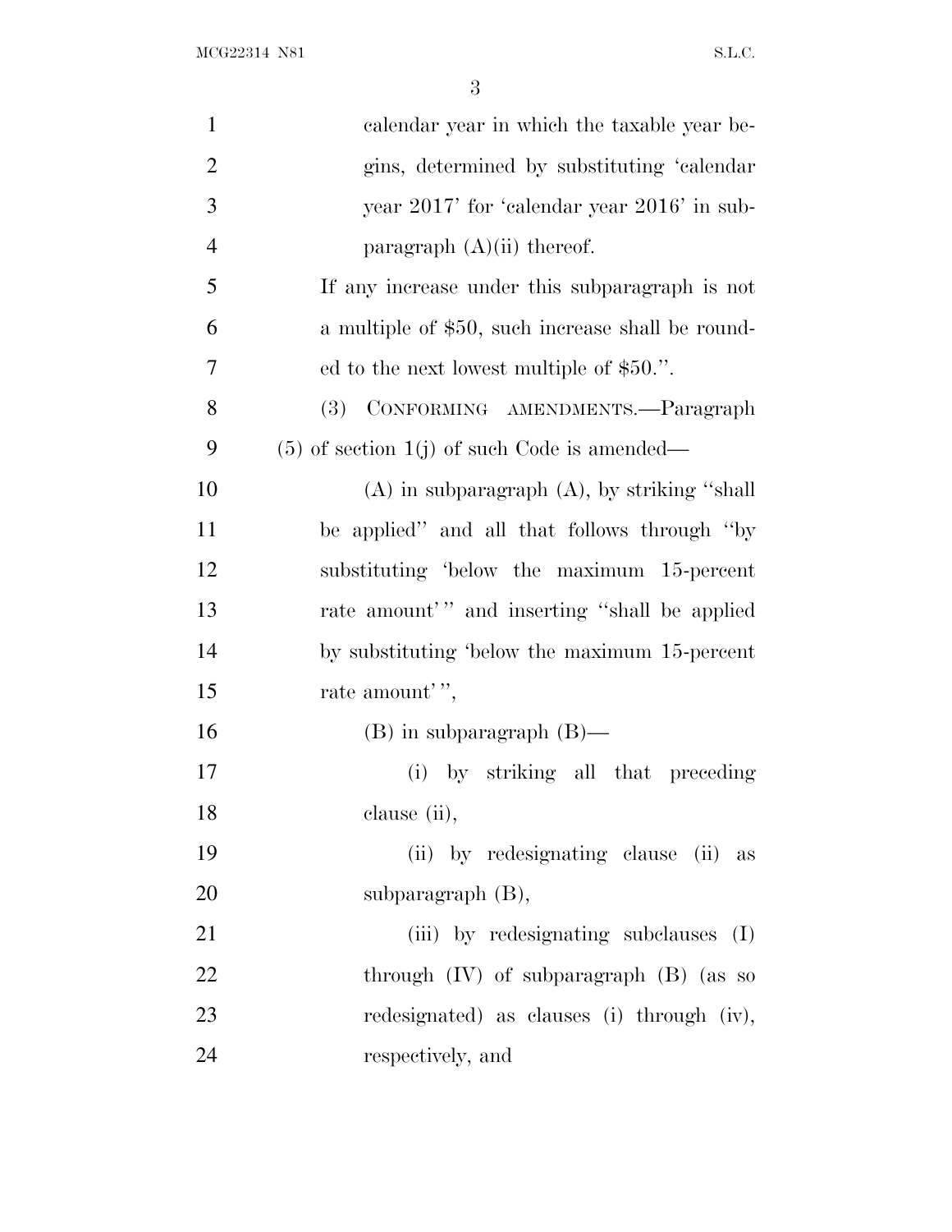calendar year in which the taxable year begins, determined by substituting 'calendar year 2017' for 'calendar year 2016' in subparagraph (A)(ii) thereof.

If any increase under this subparagraph is not a multiple of $50, such increase shall be rounded to the next lowest multiple of $50.".

(3) CONFORMING AMENDMENTS.—Paragraph (5) of section 1(j) of such Code is amended—

(A) in subparagraph (A), by striking "shall be applied" and all that follows through "by substituting 'below the maximum 15-percent rate amount'" and inserting "shall be applied by substituting 'below the maximum 15-percent rate amount'",

(B) in subparagraph (B)—

(i) by striking all that preceding clause (ii),

(ii) by redesignating clause (ii) as subparagraph (B),

(iii) by redesignating subclauses (I) through (IV) of subparagraph (B) (as so redesignated) as clauses (i) through (iv), respectively, and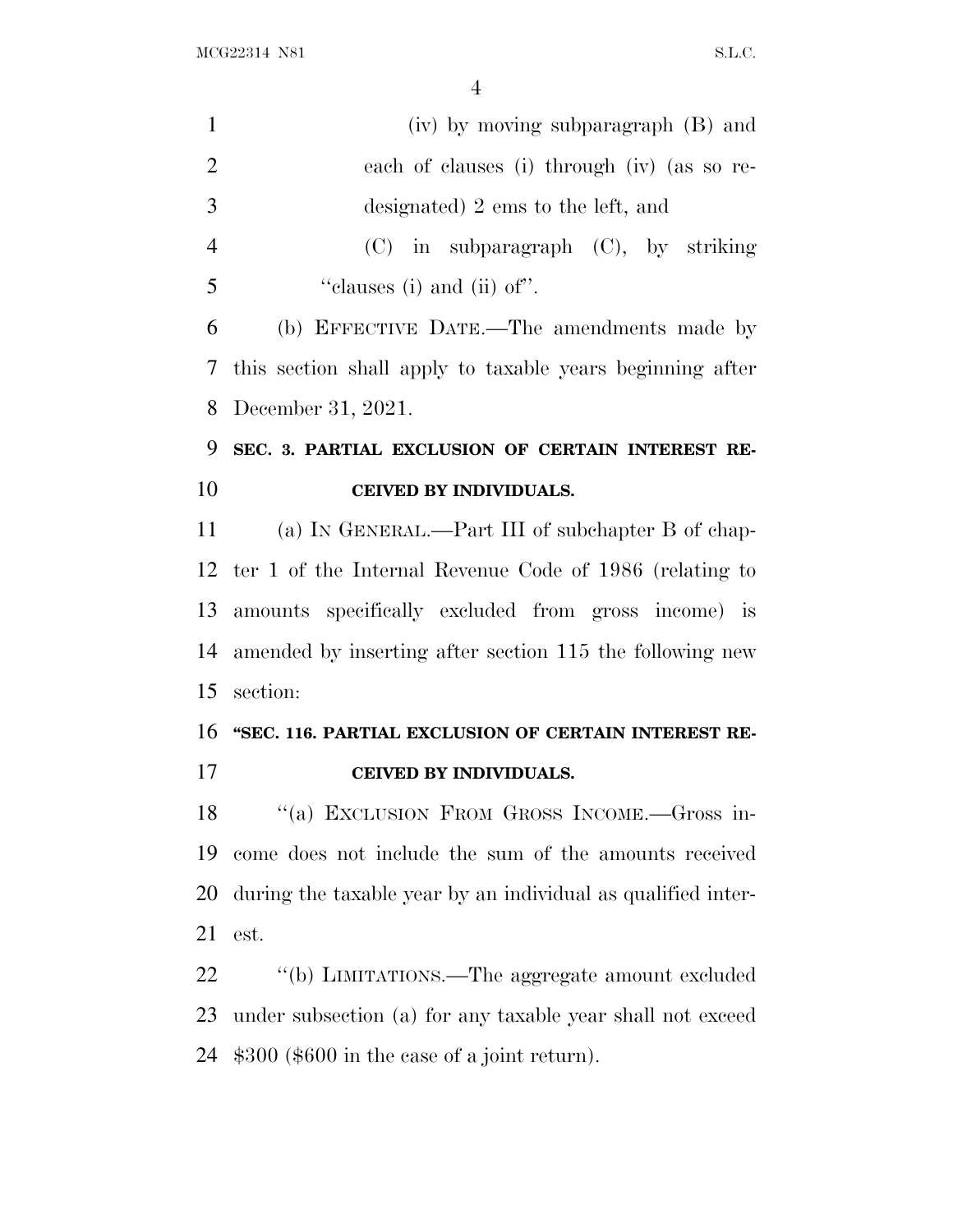(iv) by moving subparagraph (B) and each of clauses (i) through (iv) (as so redesignated) 2 ems to the left, and

(C) in subparagraph (C), by striking "clauses (i) and (ii) of".

(b) EFFECTIVE DATE.—The amendments made by this section shall apply to taxable years beginning after December 31, 2021.

**SEC. 3. PARTIAL EXCLUSION OF CERTAIN INTEREST RECEIVED BY INDIVIDUALS.**

(a) IN GENERAL.—Part III of subchapter B of chapter 1 of the Internal Revenue Code of 1986 (relating to amounts specifically excluded from gross income) is amended by inserting after section 115 the following new section:

**"SEC. 116. PARTIAL EXCLUSION OF CERTAIN INTEREST RECEIVED BY INDIVIDUALS.**

"(a) EXCLUSION FROM GROSS INCOME.—Gross income does not include the sum of the amounts received during the taxable year by an individual as qualified interest.

"(b) LIMITATIONS.—The aggregate amount excluded under subsection (a) for any taxable year shall not exceed $300 ($600 in the case of a joint return).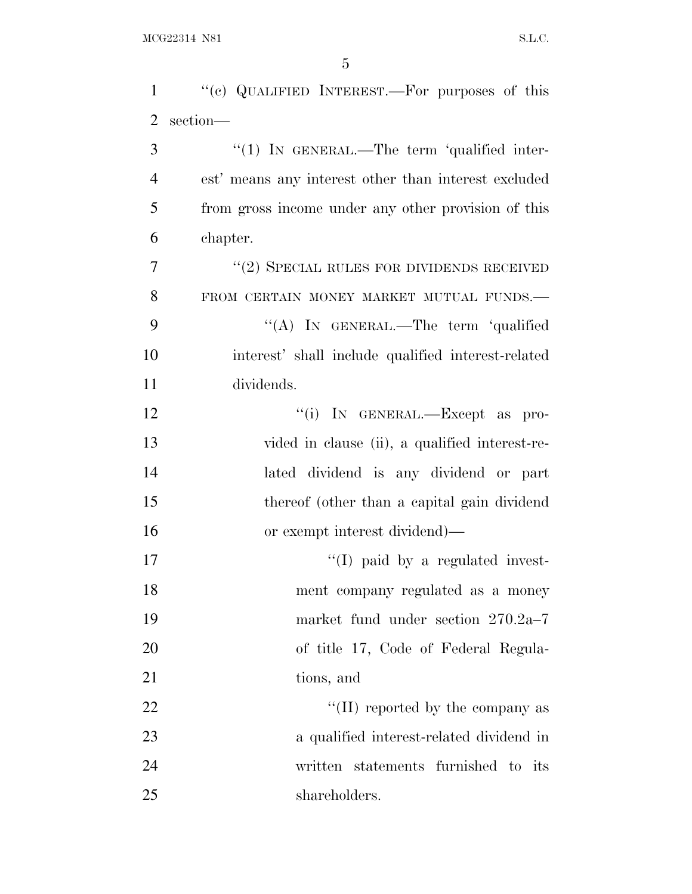"(c) QUALIFIED INTEREST.—For purposes of this section—

"(1) IN GENERAL.—The term 'qualified interest' means any interest other than interest excluded from gross income under any other provision of this chapter.

"(2) SPECIAL RULES FOR DIVIDENDS RECEIVED FROM CERTAIN MONEY MARKET MUTUAL FUNDS.—

"(A) IN GENERAL.—The term 'qualified interest' shall include qualified interest-related dividends.

"(i) IN GENERAL.—Except as provided in clause (ii), a qualified interest-related dividend is any dividend or part thereof (other than a capital gain dividend or exempt interest dividend)—

"(I) paid by a regulated investment company regulated as a money market fund under section 270.2a–7 of title 17, Code of Federal Regulations, and

"(II) reported by the company as a qualified interest-related dividend in written statements furnished to its shareholders.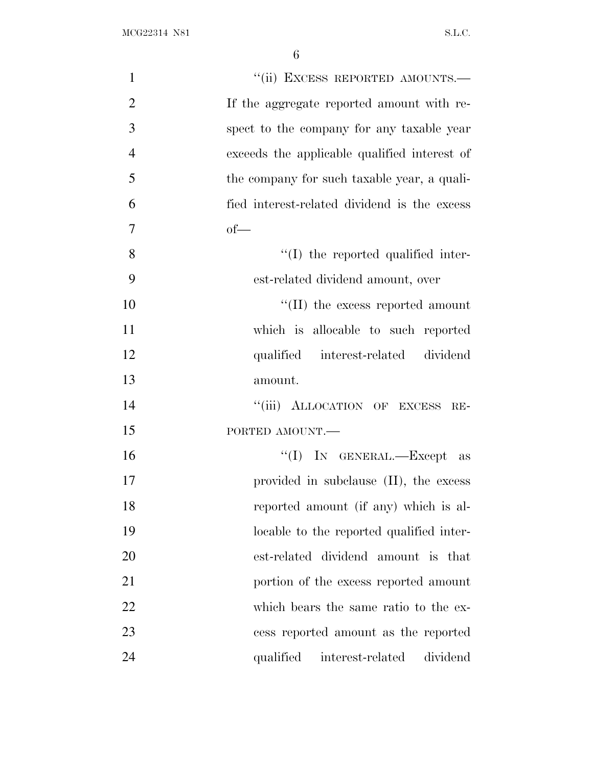"(ii) EXCESS REPORTED AMOUNTS.—If the aggregate reported amount with respect to the company for any taxable year exceeds the applicable qualified interest of the company for such taxable year, a qualified interest-related dividend is the excess of—

"(I) the reported qualified interest-related dividend amount, over

"(II) the excess reported amount which is allocable to such reported qualified interest-related dividend amount.

"(iii) ALLOCATION OF EXCESS REPORTED AMOUNT.—

"(I) IN GENERAL.—Except as provided in subclause (II), the excess reported amount (if any) which is allocable to the reported qualified interest-related dividend amount is that portion of the excess reported amount which bears the same ratio to the excess reported amount as the reported qualified interest-related dividend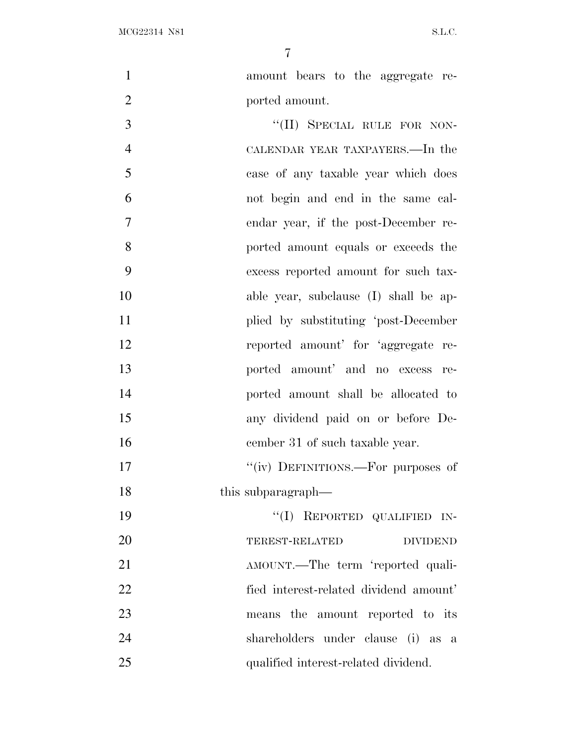amount bears to the aggregate reported amount.

"(II) SPECIAL RULE FOR NON-CALENDAR YEAR TAXPAYERS.—In the case of any taxable year which does not begin and end in the same calendar year, if the post-December reported amount equals or exceeds the excess reported amount for such taxable year, subclause (I) shall be applied by substituting 'post-December reported amount' for 'aggregate reported amount' and no excess reported amount shall be allocated to any dividend paid on or before December 31 of such taxable year.

"(iv) DEFINITIONS.—For purposes of this subparagraph—

"(I) REPORTED QUALIFIED INTEREST-RELATED DIVIDEND AMOUNT.—The term 'reported qualified interest-related dividend amount' means the amount reported to its shareholders under clause (i) as a qualified interest-related dividend.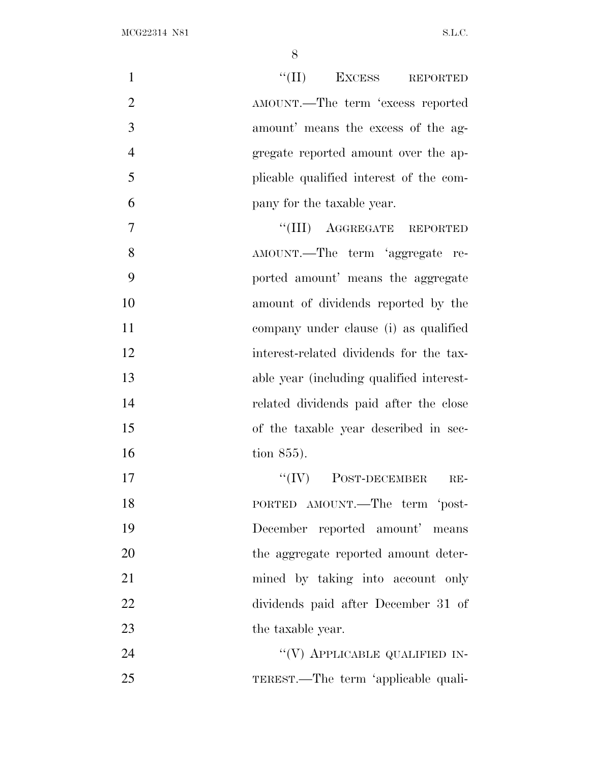"(II) EXCESS REPORTED AMOUNT.—The term 'excess reported amount' means the excess of the aggregate reported amount over the applicable qualified interest of the company for the taxable year.

"(III) AGGREGATE REPORTED AMOUNT.—The term 'aggregate reported amount' means the aggregate amount of dividends reported by the company under clause (i) as qualified interest-related dividends for the taxable year (including qualified interest-related dividends paid after the close of the taxable year described in section 855).

"(IV) POST-DECEMBER REPORTED AMOUNT.—The term 'post-December reported amount' means the aggregate reported amount determined by taking into account only dividends paid after December 31 of the taxable year.

"(V) APPLICABLE QUALIFIED INTEREST.—The term 'applicable quali-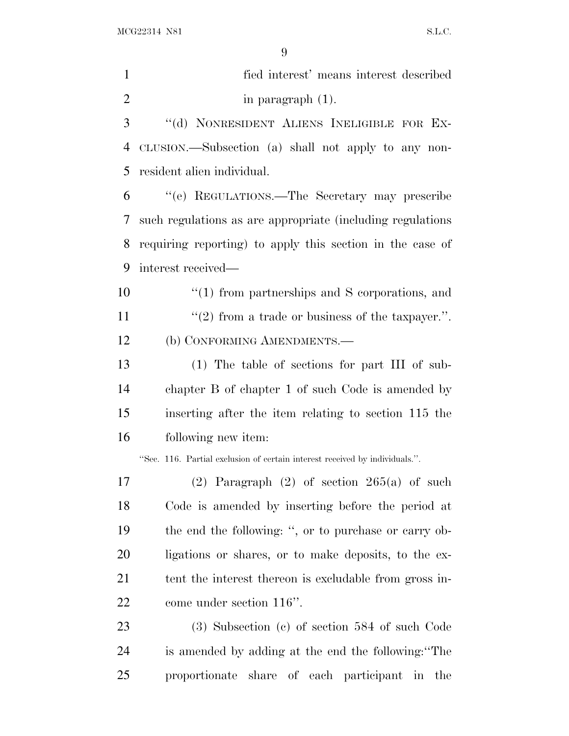fied interest' means interest described in paragraph (1).

"(d) NONRESIDENT ALIENS INELIGIBLE FOR EXCLUSION.—Subsection (a) shall not apply to any nonresident alien individual.

"(e) REGULATIONS.—The Secretary may prescribe such regulations as are appropriate (including regulations requiring reporting) to apply this section in the case of interest received—

"(1) from partnerships and S corporations, and

"(2) from a trade or business of the taxpayer.".

(b) CONFORMING AMENDMENTS.—

(1) The table of sections for part III of subchapter B of chapter 1 of such Code is amended by inserting after the item relating to section 115 the following new item:

"Sec. 116. Partial exclusion of certain interest received by individuals.".

(2) Paragraph (2) of section 265(a) of such Code is amended by inserting before the period at the end the following: ", or to purchase or carry obligations or shares, or to make deposits, to the extent the interest thereon is excludable from gross income under section 116".

(3) Subsection (c) of section 584 of such Code is amended by adding at the end the following:"The proportionate share of each participant in the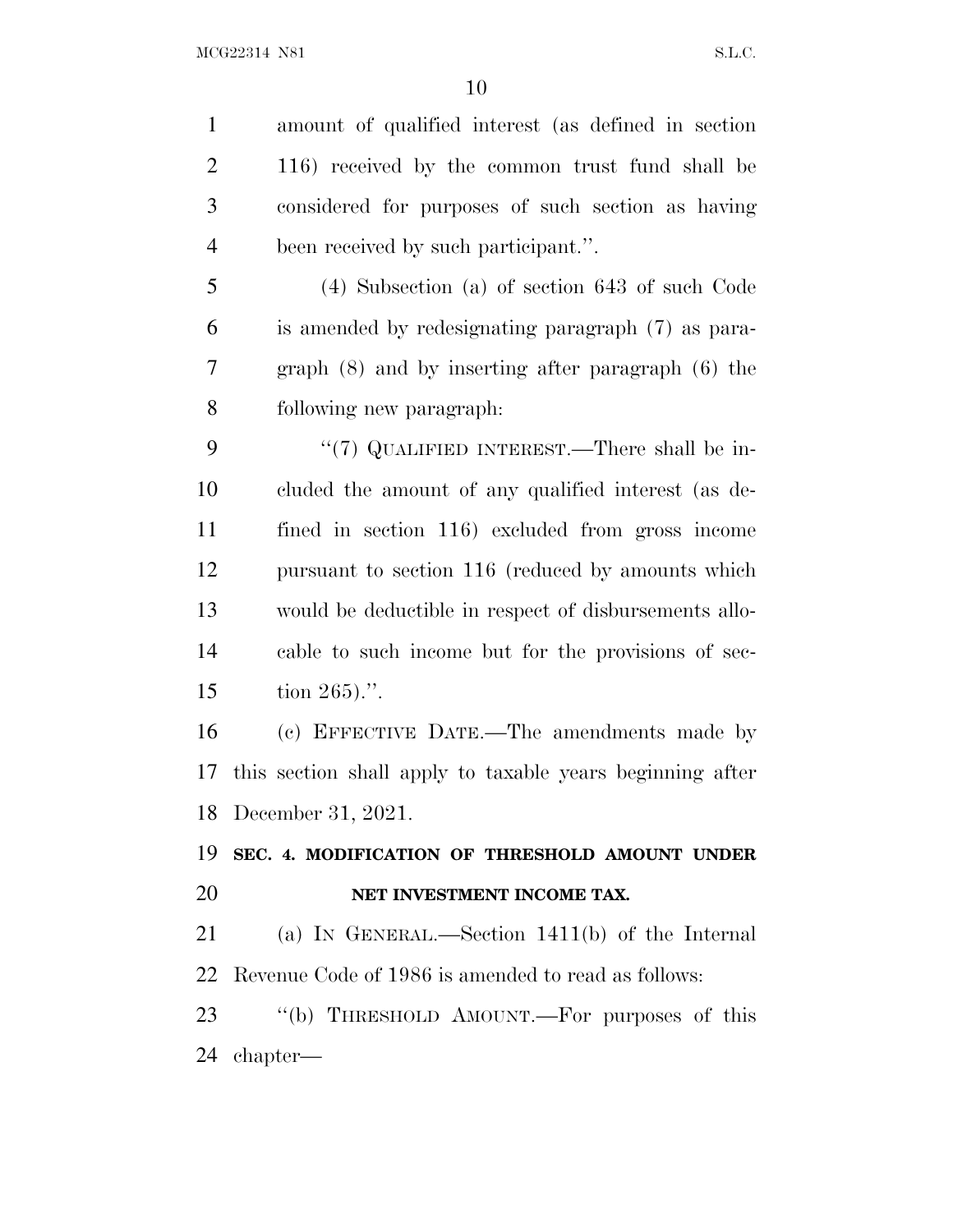amount of qualified interest (as defined in section 116) received by the common trust fund shall be considered for purposes of such section as having been received by such participant.''.

(4) Subsection (a) of section 643 of such Code is amended by redesignating paragraph (7) as paragraph (8) and by inserting after paragraph (6) the following new paragraph:

''(7) QUALIFIED INTEREST.—There shall be included the amount of any qualified interest (as defined in section 116) excluded from gross income pursuant to section 116 (reduced by amounts which would be deductible in respect of disbursements allocable to such income but for the provisions of section 265).''.

(c) EFFECTIVE DATE.—The amendments made by this section shall apply to taxable years beginning after December 31, 2021.

**SEC. 4. MODIFICATION OF THRESHOLD AMOUNT UNDER NET INVESTMENT INCOME TAX.**

(a) IN GENERAL.—Section 1411(b) of the Internal Revenue Code of 1986 is amended to read as follows:

''(b) THRESHOLD AMOUNT.—For purposes of this chapter—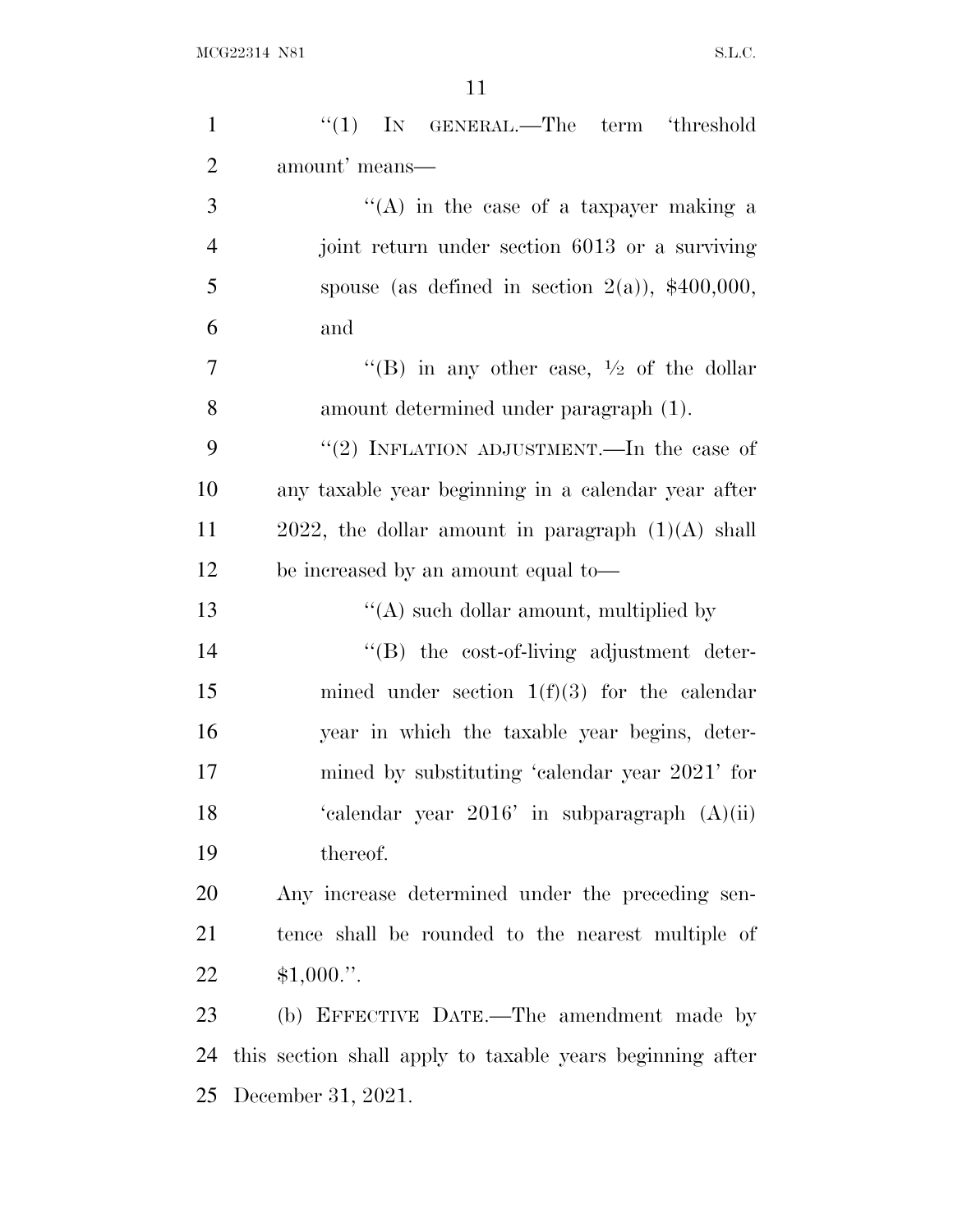''(1) IN GENERAL.—The term 'threshold amount' means—

''(A) in the case of a taxpayer making a joint return under section 6013 or a surviving spouse (as defined in section 2(a)), $400,000, and

''(B) in any other case, ½ of the dollar amount determined under paragraph (1).

''(2) INFLATION ADJUSTMENT.—In the case of any taxable year beginning in a calendar year after 2022, the dollar amount in paragraph (1)(A) shall be increased by an amount equal to—

''(A) such dollar amount, multiplied by

''(B) the cost-of-living adjustment determined under section 1(f)(3) for the calendar year in which the taxable year begins, determined by substituting 'calendar year 2021' for 'calendar year 2016' in subparagraph (A)(ii) thereof.

Any increase determined under the preceding sentence shall be rounded to the nearest multiple of $1,000.''.

(b) EFFECTIVE DATE.—The amendment made by this section shall apply to taxable years beginning after December 31, 2021.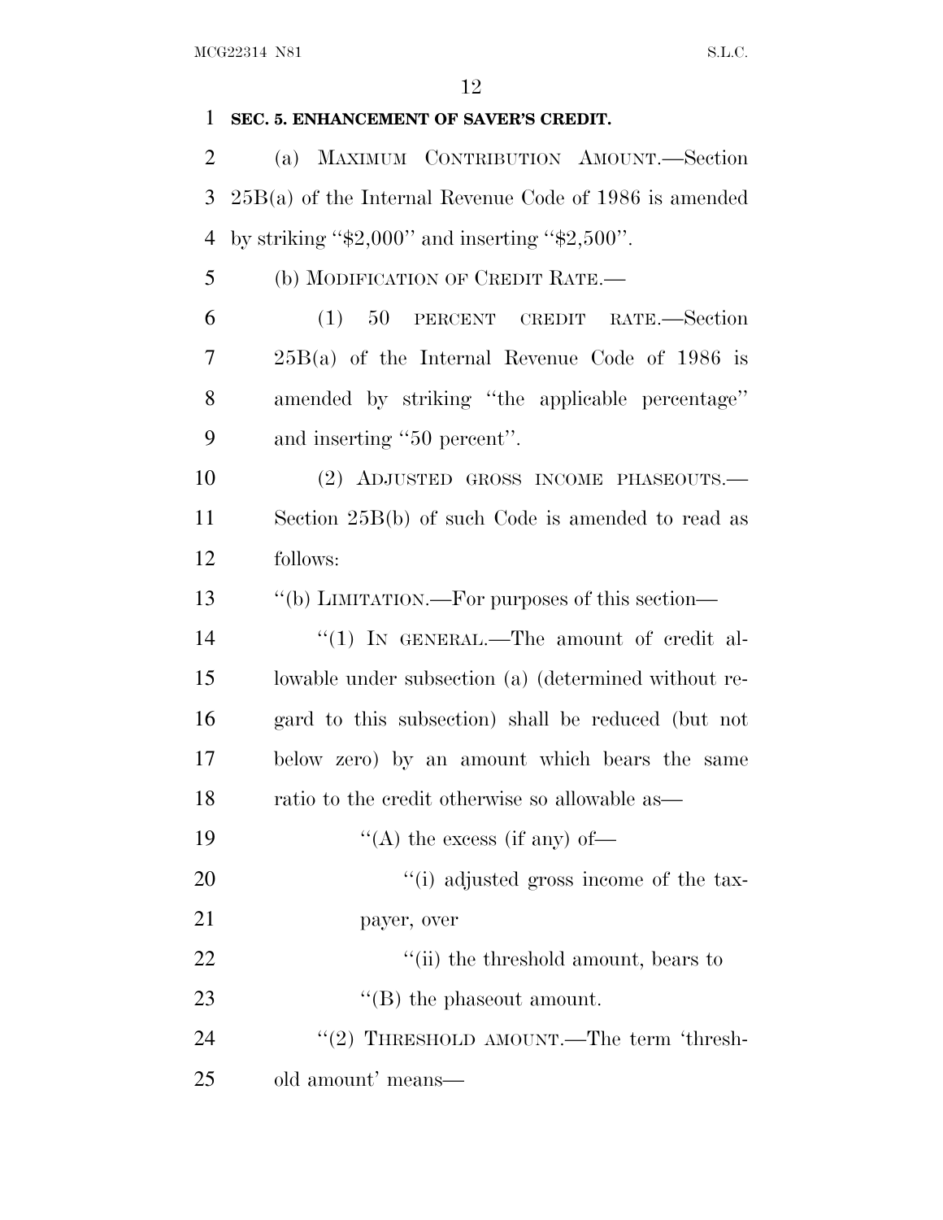**SEC. 5. ENHANCEMENT OF SAVER'S CREDIT.**

(a) MAXIMUM CONTRIBUTION AMOUNT.—Section 25B(a) of the Internal Revenue Code of 1986 is amended by striking "$2,000" and inserting "$2,500".

(b) MODIFICATION OF CREDIT RATE.—

(1) 50 PERCENT CREDIT RATE.—Section 25B(a) of the Internal Revenue Code of 1986 is amended by striking "the applicable percentage" and inserting "50 percent".

(2) ADJUSTED GROSS INCOME PHASEOUTS.—Section 25B(b) of such Code is amended to read as follows:

"(b) LIMITATION.—For purposes of this section—

"(1) IN GENERAL.—The amount of credit allowable under subsection (a) (determined without regard to this subsection) shall be reduced (but not below zero) by an amount which bears the same ratio to the credit otherwise so allowable as—

"(A) the excess (if any) of—

"(i) adjusted gross income of the taxpayer, over

"(ii) the threshold amount, bears to

"(B) the phaseout amount.

"(2) THRESHOLD AMOUNT.—The term 'threshold amount' means—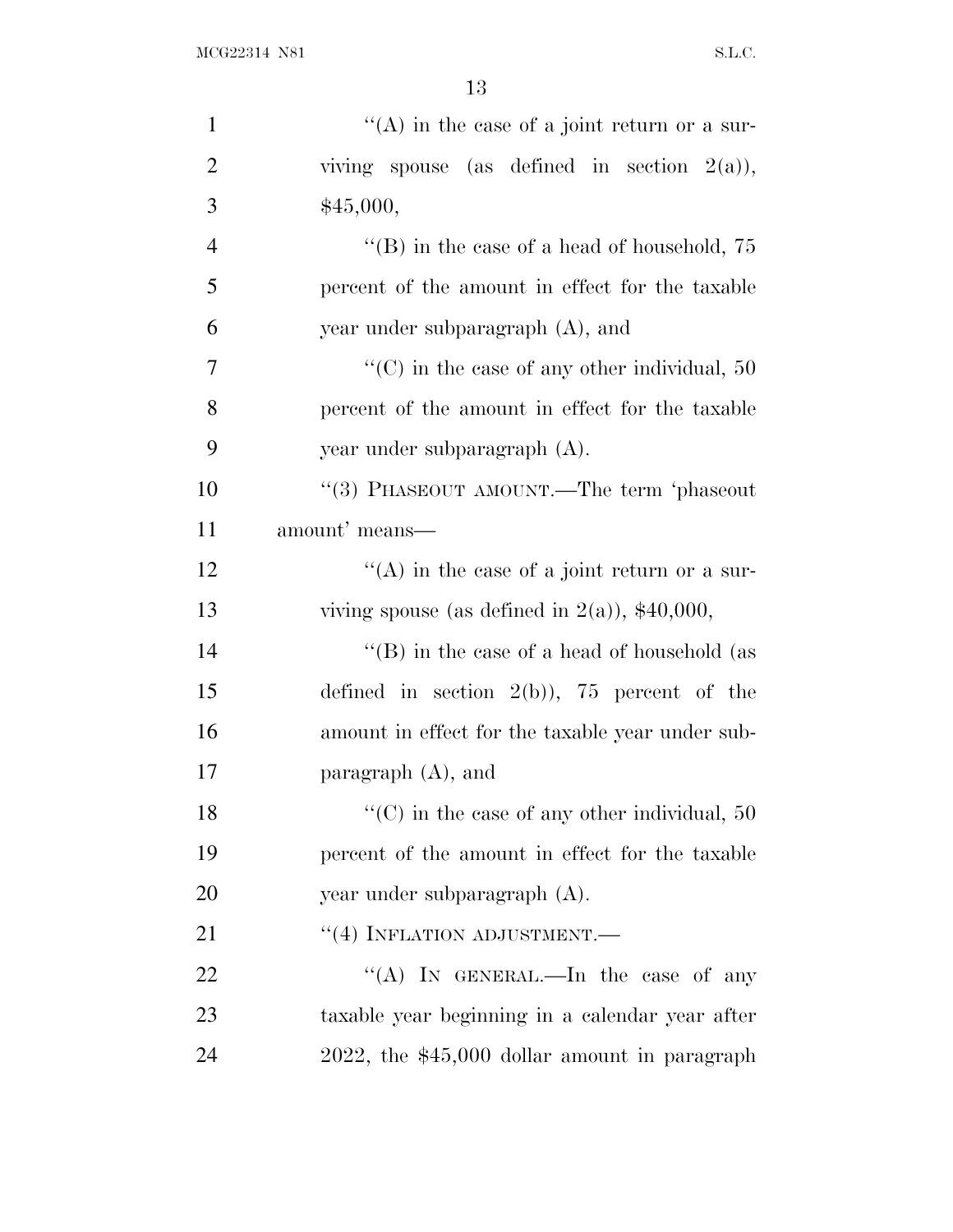"(A) in the case of a joint return or a surviving spouse (as defined in section 2(a)), $45,000,

"(B) in the case of a head of household, 75 percent of the amount in effect for the taxable year under subparagraph (A), and

"(C) in the case of any other individual, 50 percent of the amount in effect for the taxable year under subparagraph (A).

"(3) PHASEOUT AMOUNT.—The term 'phaseout amount' means—

"(A) in the case of a joint return or a surviving spouse (as defined in 2(a)), $40,000,

"(B) in the case of a head of household (as defined in section 2(b)), 75 percent of the amount in effect for the taxable year under subparagraph (A), and

"(C) in the case of any other individual, 50 percent of the amount in effect for the taxable year under subparagraph (A).

"(4) INFLATION ADJUSTMENT.—

"(A) IN GENERAL.—In the case of any taxable year beginning in a calendar year after 2022, the $45,000 dollar amount in paragraph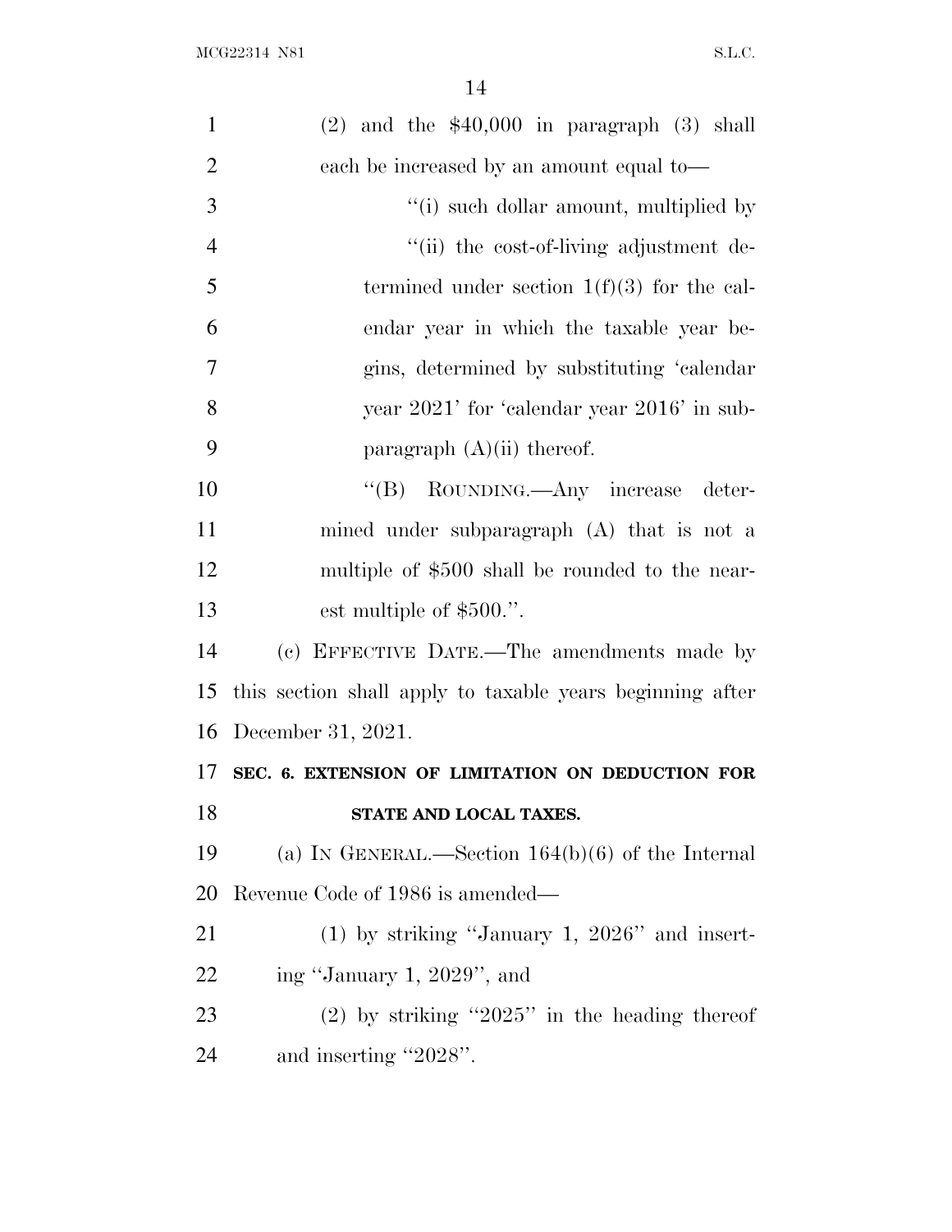(2) and the $40,000 in paragraph (3) shall each be increased by an amount equal to—

''(i) such dollar amount, multiplied by

''(ii) the cost-of-living adjustment determined under section 1(f)(3) for the calendar year in which the taxable year begins, determined by substituting 'calendar year 2021' for 'calendar year 2016' in subparagraph (A)(ii) thereof.

''(B) ROUNDING.—Any increase determined under subparagraph (A) that is not a multiple of $500 shall be rounded to the nearest multiple of $500.''.

(c) EFFECTIVE DATE.—The amendments made by this section shall apply to taxable years beginning after December 31, 2021.

**SEC. 6. EXTENSION OF LIMITATION ON DEDUCTION FOR STATE AND LOCAL TAXES.**

(a) IN GENERAL.—Section 164(b)(6) of the Internal Revenue Code of 1986 is amended—

(1) by striking ''January 1, 2026'' and inserting ''January 1, 2029'', and

(2) by striking ''2025'' in the heading thereof and inserting ''2028''.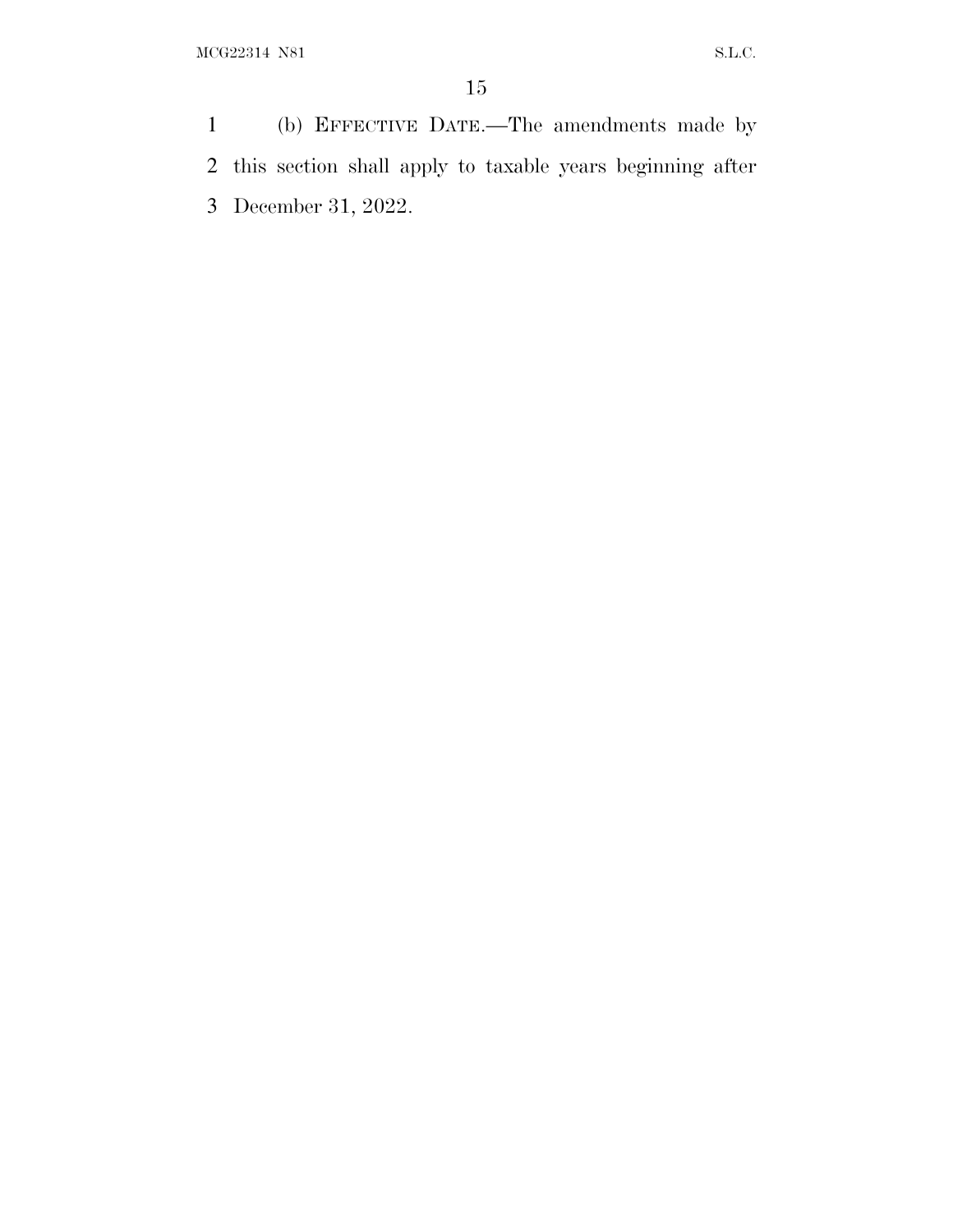(b) EFFECTIVE DATE.—The amendments made by this section shall apply to taxable years beginning after December 31, 2022.